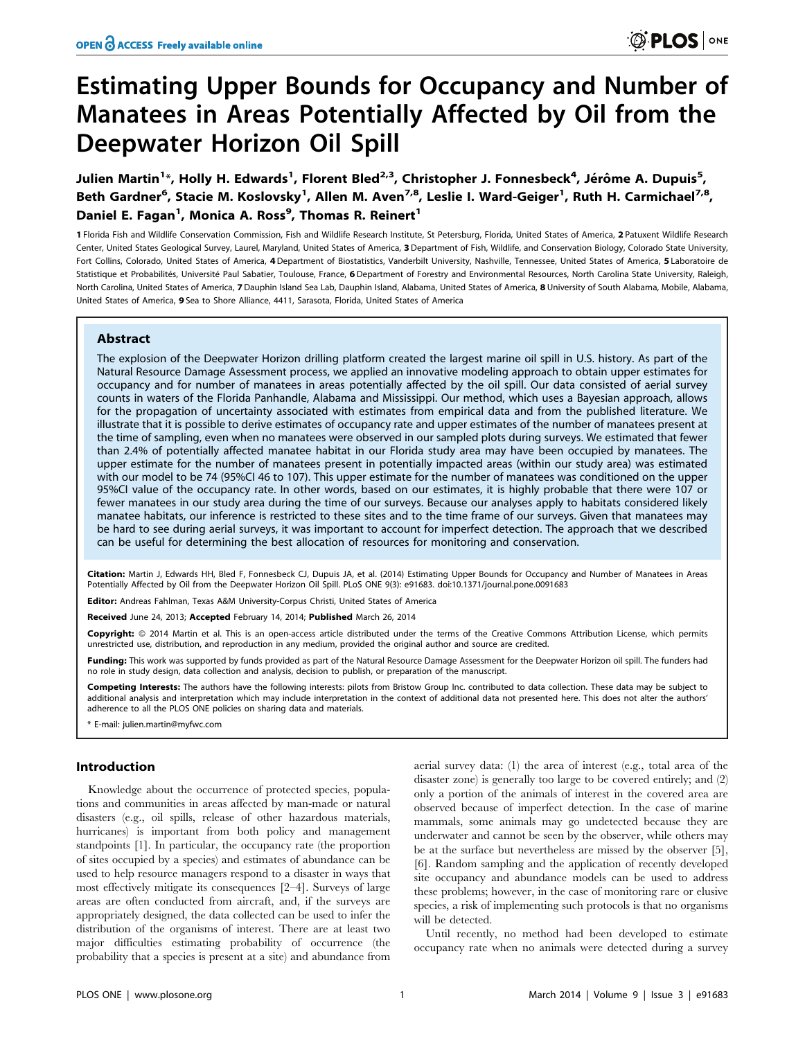# Estimating Upper Bounds for Occupancy and Number of Manatees in Areas Potentially Affected by Oil from the Deepwater Horizon Oil Spill

**Julien Martin[1]*, Holly H. Edwards[1], Florent Bled[2,3], Christopher J. Fonnesbeck[4], Jérôme A. Dupuis[5], Beth Gardner[6], Stacie M. Koslovsky[1], Allen M. Aven[7,8], Leslie I. Ward-Geiger[1], Ruth H. Carmichael[7,8], Daniel E. Fagan[1], Monica A. Ross[9], Thomas R. Reinert[1]**

1 Florida Fish and Wildlife Conservation Commission, Fish and Wildlife Research Institute, St Petersburg, Florida, United States of America, 2 Patuxent Wildlife Research Center, United States Geological Survey, Laurel, Maryland, United States of America, 3 Department of Fish, Wildlife, and Conservation Biology, Colorado State University, Fort Collins, Colorado, United States of America, 4 Department of Biostatistics, Vanderbilt University, Nashville, Tennessee, United States of America, 5 Laboratoire de Statistique et Probabilités, Université Paul Sabatier, Toulouse, France, 6 Department of Forestry and Environmental Resources, North Carolina State University, Raleigh, North Carolina, United States of America, 7 Dauphin Island Sea Lab, Dauphin Island, Alabama, United States of America, 8 University of South Alabama, Mobile, Alabama, United States of America, 9 Sea to Shore Alliance, 4411, Sarasota, Florida, United States of America

## Abstract

The explosion of the Deepwater Horizon drilling platform created the largest marine oil spill in U.S. history. As part of the Natural Resource Damage Assessment process, we applied an innovative modeling approach to obtain upper estimates for occupancy and for number of manatees in areas potentially affected by the oil spill. Our data consisted of aerial survey counts in waters of the Florida Panhandle, Alabama and Mississippi. Our method, which uses a Bayesian approach, allows for the propagation of uncertainty associated with estimates from empirical data and from the published literature. We illustrate that it is possible to derive estimates of occupancy rate and upper estimates of the number of manatees present at the time of sampling, even when no manatees were observed in our sampled plots during surveys. We estimated that fewer than 2.4% of potentially affected manatee habitat in our Florida study area may have been occupied by manatees. The upper estimate for the number of manatees present in potentially impacted areas (within our study area) was estimated with our model to be 74 (95%CI 46 to 107). This upper estimate for the number of manatees was conditioned on the upper 95%CI value of the occupancy rate. In other words, based on our estimates, it is highly probable that there were 107 or fewer manatees in our study area during the time of our surveys. Because our analyses apply to habitats considered likely manatee habitats, our inference is restricted to these sites and to the time frame of our surveys. Given that manatees may be hard to see during aerial surveys, it was important to account for imperfect detection. The approach that we described can be useful for determining the best allocation of resources for monitoring and conservation.

**Citation:** Martin J, Edwards HH, Bled F, Fonnesbeck CJ, Dupuis JA, et al. (2014) Estimating Upper Bounds for Occupancy and Number of Manatees in Areas Potentially Affected by Oil from the Deepwater Horizon Oil Spill. PLoS ONE 9(3): e91683. doi:10.1371/journal.pone.0091683

**Editor:** Andreas Fahlman, Texas A&M University-Corpus Christi, United States of America

**Received** June 24, 2013; **Accepted** February 14, 2014; **Published** March 26, 2014

**Copyright:** © 2014 Martin et al. This is an open-access article distributed under the terms of the Creative Commons Attribution License, which permits unrestricted use, distribution, and reproduction in any medium, provided the original author and source are credited.

**Funding:** This work was supported by funds provided as part of the Natural Resource Damage Assessment for the Deepwater Horizon oil spill. The funders had no role in study design, data collection and analysis, decision to publish, or preparation of the manuscript.

**Competing Interests:** The authors have the following interests: pilots from Bristow Group Inc. contributed to data collection. These data may be subject to additional analysis and interpretation which may include interpretation in the context of additional data not presented here. This does not alter the authors' adherence to all the PLOS ONE policies on sharing data and materials.

\* E-mail: julien.martin@myfwc.com

## Introduction

Knowledge about the occurrence of protected species, populations and communities in areas affected by man-made or natural disasters (e.g., oil spills, release of other hazardous materials, hurricanes) is important from both policy and management standpoints [1]. In particular, the occupancy rate (the proportion of sites occupied by a species) and estimates of abundance can be used to help resource managers respond to a disaster in ways that most effectively mitigate its consequences [2–4]. Surveys of large areas are often conducted from aircraft, and, if the surveys are appropriately designed, the data collected can be used to infer the distribution of the organisms of interest. There are at least two major difficulties estimating probability of occurrence (the probability that a species is present at a site) and abundance from aerial survey data: (1) the area of interest (e.g., total area of the disaster zone) is generally too large to be covered entirely; and (2) only a portion of the animals of interest in the covered area are observed because of imperfect detection. In the case of marine mammals, some animals may go undetected because they are underwater and cannot be seen by the observer, while others may be at the surface but nevertheless are missed by the observer [5], [6]. Random sampling and the application of recently developed site occupancy and abundance models can be used to address these problems; however, in the case of monitoring rare or elusive species, a risk of implementing such protocols is that no organisms will be detected.

Until recently, no method had been developed to estimate occupancy rate when no animals were detected during a survey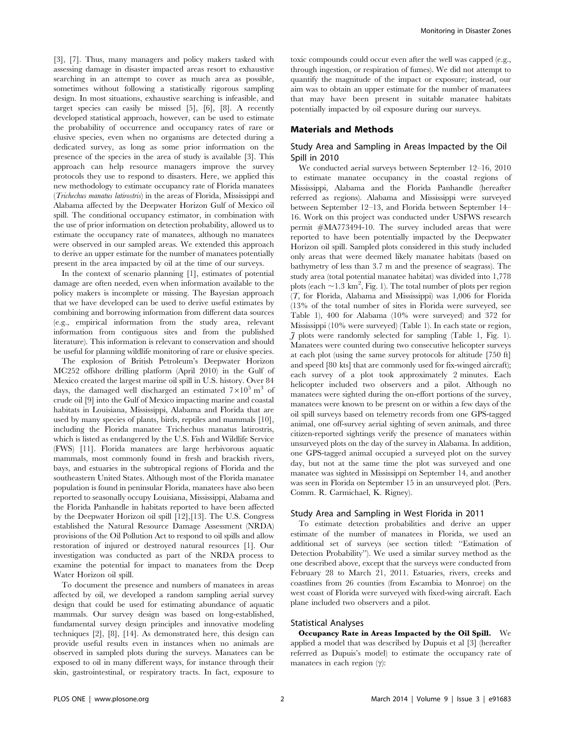[3], [7]. Thus, many managers and policy makers tasked with assessing damage in disaster impacted areas resort to exhaustive searching in an attempt to cover as much area as possible, sometimes without following a statistically rigorous sampling design. In most situations, exhaustive searching is infeasible, and target species can easily be missed [5], [6], [8]. A recently developed statistical approach, however, can be used to estimate the probability of occurrence and occupancy rates of rare or elusive species, even when no organisms are detected during a dedicated survey, as long as some prior information on the presence of the species in the area of study is available [3]. This approach can help resource managers improve the survey protocols they use to respond to disasters. Here, we applied this new methodology to estimate occupancy rate of Florida manatees (*Trichechus manatus latirostris*) in the areas of Florida, Mississippi and Alabama affected by the Deepwater Horizon Gulf of Mexico oil spill. The conditional occupancy estimator, in combination with the use of prior information on detection probability, allowed us to estimate the occupancy rate of manatees, although no manatees were observed in our sampled areas. We extended this approach to derive an upper estimate for the number of manatees potentially present in the area impacted by oil at the time of our surveys.

In the context of scenario planning [1], estimates of potential damage are often needed, even when information available to the policy makers is incomplete or missing. The Bayesian approach that we have developed can be used to derive useful estimates by combining and borrowing information from different data sources (e.g., empirical information from the study area, relevant information from contiguous sites and from the published literature). This information is relevant to conservation and should be useful for planning wildlife monitoring of rare or elusive species.

The explosion of British Petroleum's Deepwater Horizon MC252 offshore drilling platform (April 2010) in the Gulf of Mexico created the largest marine oil spill in U.S. history. Over 84 days, the damaged well discharged an estimated $7\times10^{5}$ m$^{3}$ of crude oil [9] into the Gulf of Mexico impacting marine and coastal habitats in Louisiana, Mississippi, Alabama and Florida that are used by many species of plants, birds, reptiles and mammals [10], including the Florida manatee Trichechus manatus latirostris, which is listed as endangered by the U.S. Fish and Wildlife Service (FWS) [11]. Florida manatees are large herbivorous aquatic mammals, most commonly found in fresh and brackish rivers, bays, and estuaries in the subtropical regions of Florida and the southeastern United States. Although most of the Florida manatee population is found in peninsular Florida, manatees have also been reported to seasonally occupy Louisiana, Mississippi, Alabama and the Florida Panhandle in habitats reported to have been affected by the Deepwater Horizon oil spill [12],[13]. The U.S. Congress established the Natural Resource Damage Assessment (NRDA) provisions of the Oil Pollution Act to respond to oil spills and allow restoration of injured or destroyed natural resources [1]. Our investigation was conducted as part of the NRDA process to examine the potential for impact to manatees from the Deep Water Horizon oil spill.

To document the presence and numbers of manatees in areas affected by oil, we developed a random sampling aerial survey design that could be used for estimating abundance of aquatic mammals. Our survey design was based on long-established, fundamental survey design principles and innovative modeling techniques [2], [8], [14]. As demonstrated here, this design can provide useful results even in instances when no animals are observed in sampled plots during the surveys. Manatees can be exposed to oil in many different ways, for instance through their skin, gastrointestinal, or respiratory tracts. In fact, exposure to toxic compounds could occur even after the well was capped (e.g., through ingestion, or respiration of fumes). We did not attempt to quantify the magnitude of the impact or exposure; instead, our aim was to obtain an upper estimate for the number of manatees that may have been present in suitable manatee habitats potentially impacted by oil exposure during our surveys.

## Materials and Methods

### Study Area and Sampling in Areas Impacted by the Oil Spill in 2010

We conducted aerial surveys between September 12–16, 2010 to estimate manatee occupancy in the coastal regions of Mississippi, Alabama and the Florida Panhandle (hereafter referred as regions). Alabama and Mississippi were surveyed between September 12–13, and Florida between September 14–16. Work on this project was conducted under USFWS research permit #MA773494-10. The survey included areas that were reported to have been potentially impacted by the Deepwater Horizon oil spill. Sampled plots considered in this study included only areas that were deemed likely manatee habitats (based on bathymetry of less than 3.7 m and the presence of seagrass). The study area (total potential manatee habitat) was divided into 1,778 plots (each $\sim$1.3 km$^{2}$, Fig. 1). The total number of plots per region ($T$, for Florida, Alabama and Mississippi) was 1,006 for Florida (13% of the total number of sites in Florida were surveyed, see Table 1), 400 for Alabama (10% were surveyed) and 372 for Mississippi (10% were surveyed) (Table 1). In each state or region, $J$ plots were randomly selected for sampling (Table 1, Fig. 1). Manatees were counted during two consecutive helicopter surveys at each plot (using the same survey protocols for altitude [750 ft] and speed [80 kts] that are commonly used for fix-winged aircraft); each survey of a plot took approximately 2 minutes. Each helicopter included two observers and a pilot. Although no manatees were sighted during the on-effort portions of the survey, manatees were known to be present on or within a few days of the oil spill surveys based on telemetry records from one GPS-tagged animal, one off-survey aerial sighting of seven animals, and three citizen-reported sightings verify the presence of manatees within unsurveyed plots on the day of the survey in Alabama. In addition, one GPS-tagged animal occupied a surveyed plot on the survey day, but not at the same time the plot was surveyed and one manatee was sighted in Mississippi on September 14, and another was seen in Florida on September 15 in an unsurveyed plot. (Pers. Comm. R. Carmichael, K. Rigney).

### Study Area and Sampling in West Florida in 2011

To estimate detection probabilities and derive an upper estimate of the number of manatees in Florida, we used an additional set of surveys (see section titled: "Estimation of Detection Probability"). We used a similar survey method as the one described above, except that the surveys were conducted from February 28 to March 21, 2011. Estuaries, rivers, creeks and coastlines from 26 counties (from Escambia to Monroe) on the west coast of Florida were surveyed with fixed-wing aircraft. Each plane included two observers and a pilot.

### Statistical Analyses

**Occupancy Rate in Areas Impacted by the Oil Spill.** We applied a model that was described by Dupuis et al [3] (hereafter referred as Dupuis's model) to estimate the occupancy rate of manatees in each region ($\gamma$):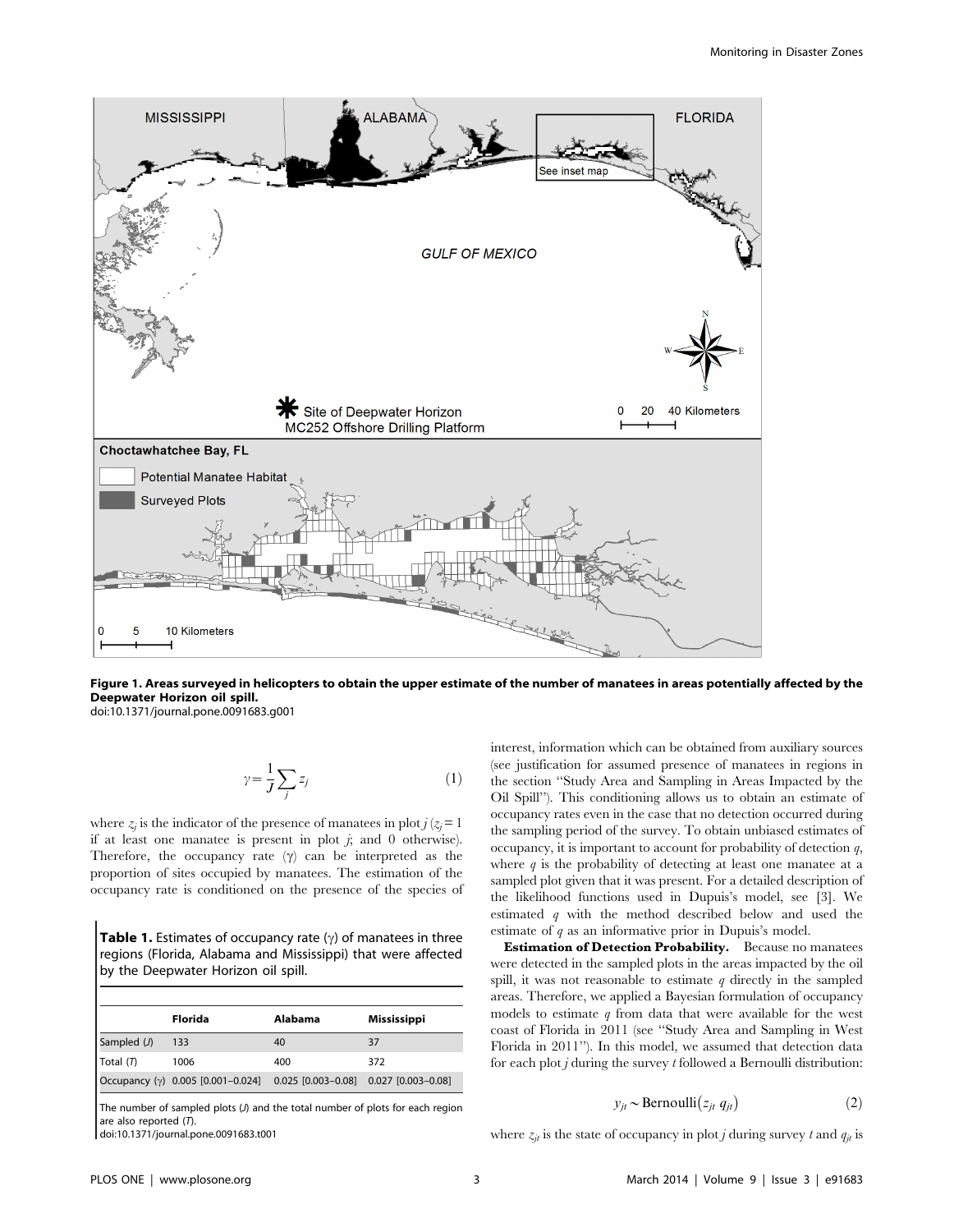Figure 1. Areas surveyed in helicopters to obtain the upper estimate of the number of manatees in areas potentially affected by the Deepwater Horizon oil spill.
doi:10.1371/journal.pone.0091683.g001

$$\gamma = \frac{1}{J}\sum_{j} z_j \quad (1)$$

where $z_j$ is the indicator of the presence of manatees in plot $j$ ($z_j = 1$ if at least one manatee is present in plot $j$, and 0 otherwise). Therefore, the occupancy rate ($\gamma$) can be interpreted as the proportion of sites occupied by manatees. The estimation of the occupancy rate is conditioned on the presence of the species of interest, information which can be obtained from auxiliary sources (see justification for assumed presence of manatees in regions in the section "Study Area and Sampling in Areas Impacted by the Oil Spill"). This conditioning allows us to obtain an estimate of occupancy rates even in the case that no detection occurred during the sampling period of the survey. To obtain unbiased estimates of occupancy, it is important to account for probability of detection $q$, where $q$ is the probability of detecting at least one manatee at a sampled plot given that it was present. For a detailed description of the likelihood functions used in Dupuis's model, see [3]. We estimated $q$ with the method described below and used the estimate of $q$ as an informative prior in Dupuis's model.

**Table 1.** Estimates of occupancy rate ($\gamma$) of manatees in three regions (Florida, Alabama and Mississippi) that were affected by the Deepwater Horizon oil spill.

| | Florida | Alabama | Mississippi |
|---|---|---|---|
| Sampled ($J$) | 133 | 40 | 37 |
| Total ($T$) | 1006 | 400 | 372 |
| Occupancy ($\gamma$) | 0.005 [0.001–0.024] | 0.025 [0.003–0.08] | 0.027 [0.003–0.08] |

The number of sampled plots ($J$) and the total number of plots for each region are also reported ($T$).
doi:10.1371/journal.pone.0091683.t001

**Estimation of Detection Probability.** Because no manatees were detected in the sampled plots in the areas impacted by the oil spill, it was not reasonable to estimate $q$ directly in the sampled areas. Therefore, we applied a Bayesian formulation of occupancy models to estimate $q$ from data that were available for the west coast of Florida in 2011 (see "Study Area and Sampling in West Florida in 2011"). In this model, we assumed that detection data for each plot $j$ during the survey $t$ followed a Bernoulli distribution:

$$y_{jt} \sim \text{Bernoulli}(z_{jt}\, q_{jt}) \quad (2)$$

where $z_{jt}$ is the state of occupancy in plot $j$ during survey $t$ and $q_{jt}$ is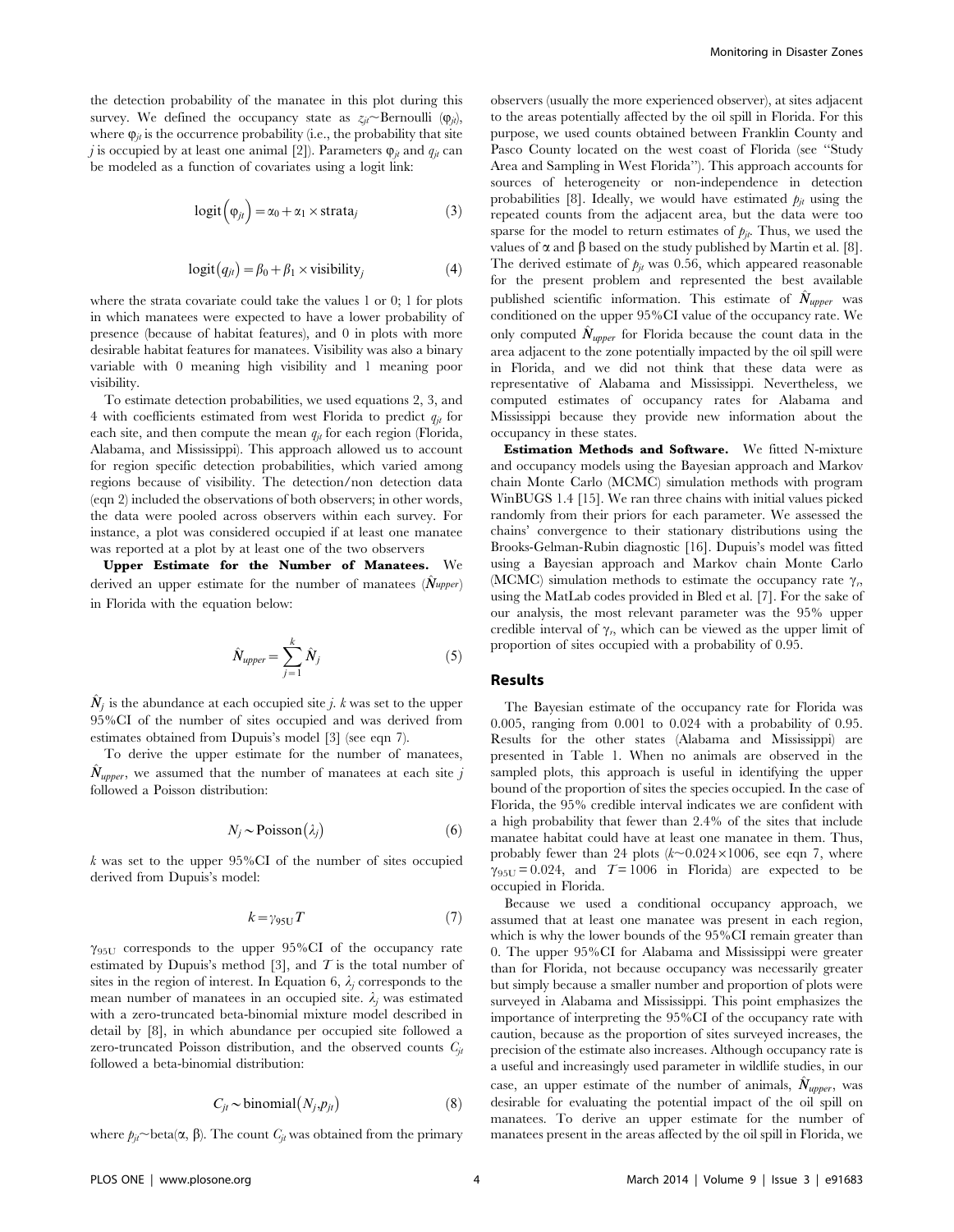the detection probability of the manatee in this plot during this survey. We defined the occupancy state as $z_{jt} \sim \text{Bernoulli}(\varphi_{jt})$, where $\varphi_{jt}$ is the occurrence probability (i.e., the probability that site $j$ is occupied by at least one animal [2]). Parameters $\varphi_{jt}$ and $q_{jt}$ can be modeled as a function of covariates using a logit link:

$$\text{logit}\left(\varphi_{jt}\right) = \alpha_0 + \alpha_1 \times \text{strata}_j \tag{3}$$

$$\text{logit}\left(q_{jt}\right) = \beta_0 + \beta_1 \times \text{visibility}_j \tag{4}$$

where the strata covariate could take the values 1 or 0; 1 for plots in which manatees were expected to have a lower probability of presence (because of habitat features), and 0 in plots with more desirable habitat features for manatees. Visibility was also a binary variable with 0 meaning high visibility and 1 meaning poor visibility.

To estimate detection probabilities, we used equations 2, 3, and 4 with coefficients estimated from west Florida to predict $q_{jt}$ for each site, and then compute the mean $q_{jt}$ for each region (Florida, Alabama, and Mississippi). This approach allowed us to account for region specific detection probabilities, which varied among regions because of visibility. The detection/non detection data (eqn 2) included the observations of both observers; in other words, the data were pooled across observers within each survey. For instance, a plot was considered occupied if at least one manatee was reported at a plot by at least one of the two observers

**Upper Estimate for the Number of Manatees.** We derived an upper estimate for the number of manatees ($\hat{N}_{upper}$) in Florida with the equation below:

$$\hat{N}_{upper} = \sum_{j=1}^{k} \hat{N}_j \tag{5}$$

$\hat{N}_j$ is the abundance at each occupied site $j$. $k$ was set to the upper 95%CI of the number of sites occupied and was derived from estimates obtained from Dupuis's model [3] (see eqn 7).

To derive the upper estimate for the number of manatees, $\hat{N}_{upper}$, we assumed that the number of manatees at each site $j$ followed a Poisson distribution:

$$N_j \sim \text{Poisson}\left(\lambda_j\right) \tag{6}$$

$k$ was set to the upper 95%CI of the number of sites occupied derived from Dupuis's model:

$$k = \gamma_{95\text{U}} T \tag{7}$$

$\gamma_{95\text{U}}$ corresponds to the upper 95%CI of the occupancy rate estimated by Dupuis's method [3], and $T$ is the total number of sites in the region of interest. In Equation 6, $\lambda_j$ corresponds to the mean number of manatees in an occupied site. $\lambda_j$ was estimated with a zero-truncated beta-binomial mixture model described in detail by [8], in which abundance per occupied site followed a zero-truncated Poisson distribution, and the observed counts $C_{jt}$ followed a beta-binomial distribution:

$$C_{jt} \sim \text{binomial}\left(N_j, p_{jt}\right) \tag{8}$$

where $p_{jt} \sim \text{beta}(\alpha, \beta)$. The count $C_{jt}$ was obtained from the primary observers (usually the more experienced observer), at sites adjacent to the areas potentially affected by the oil spill in Florida. For this purpose, we used counts obtained between Franklin County and Pasco County located on the west coast of Florida (see "Study Area and Sampling in West Florida"). This approach accounts for sources of heterogeneity or non-independence in detection probabilities [8]. Ideally, we would have estimated $p_{jt}$ using the repeated counts from the adjacent area, but the data were too sparse for the model to return estimates of $p_{jt}$. Thus, we used the values of $\alpha$ and $\beta$ based on the study published by Martin et al. [8]. The derived estimate of $p_{jt}$ was 0.56, which appeared reasonable for the present problem and represented the best available published scientific information. This estimate of $\hat{N}_{upper}$ was conditioned on the upper 95%CI value of the occupancy rate. We only computed $\hat{N}_{upper}$ for Florida because the count data in the area adjacent to the zone potentially impacted by the oil spill were in Florida, and we did not think that these data were as representative of Alabama and Mississippi. Nevertheless, we computed estimates of occupancy rates for Alabama and Mississippi because they provide new information about the occupancy in these states.

**Estimation Methods and Software.** We fitted N-mixture and occupancy models using the Bayesian approach and Markov chain Monte Carlo (MCMC) simulation methods with program WinBUGS 1.4 [15]. We ran three chains with initial values picked randomly from their priors for each parameter. We assessed the chains' convergence to their stationary distributions using the Brooks-Gelman-Rubin diagnostic [16]. Dupuis's model was fitted using a Bayesian approach and Markov chain Monte Carlo (MCMC) simulation methods to estimate the occupancy rate $\gamma_r$, using the MatLab codes provided in Bled et al. [7]. For the sake of our analysis, the most relevant parameter was the 95% upper credible interval of $\gamma_r$, which can be viewed as the upper limit of proportion of sites occupied with a probability of 0.95.

## Results

The Bayesian estimate of the occupancy rate for Florida was 0.005, ranging from 0.001 to 0.024 with a probability of 0.95. Results for the other states (Alabama and Mississippi) are presented in Table 1. When no animals are observed in the sampled plots, this approach is useful in identifying the upper bound of the proportion of sites the species occupied. In the case of Florida, the 95% credible interval indicates we are confident with a high probability that fewer than 2.4% of the sites that include manatee habitat could have at least one manatee in them. Thus, probably fewer than 24 plots ($k \sim 0.024 \times 1006$, see eqn 7, where $\gamma_{95\text{U}} = 0.024$, and $T = 1006$ in Florida) are expected to be occupied in Florida.

Because we used a conditional occupancy approach, we assumed that at least one manatee was present in each region, which is why the lower bounds of the 95%CI remain greater than 0. The upper 95%CI for Alabama and Mississippi were greater than for Florida, not because occupancy was necessarily greater but simply because a smaller number and proportion of plots were surveyed in Alabama and Mississippi. This point emphasizes the importance of interpreting the 95%CI of the occupancy rate with caution, because as the proportion of sites surveyed increases, the precision of the estimate also increases. Although occupancy rate is a useful and increasingly used parameter in wildlife studies, in our case, an upper estimate of the number of animals, $\hat{N}_{upper}$, was desirable for evaluating the potential impact of the oil spill on manatees. To derive an upper estimate for the number of manatees present in the areas affected by the oil spill in Florida, we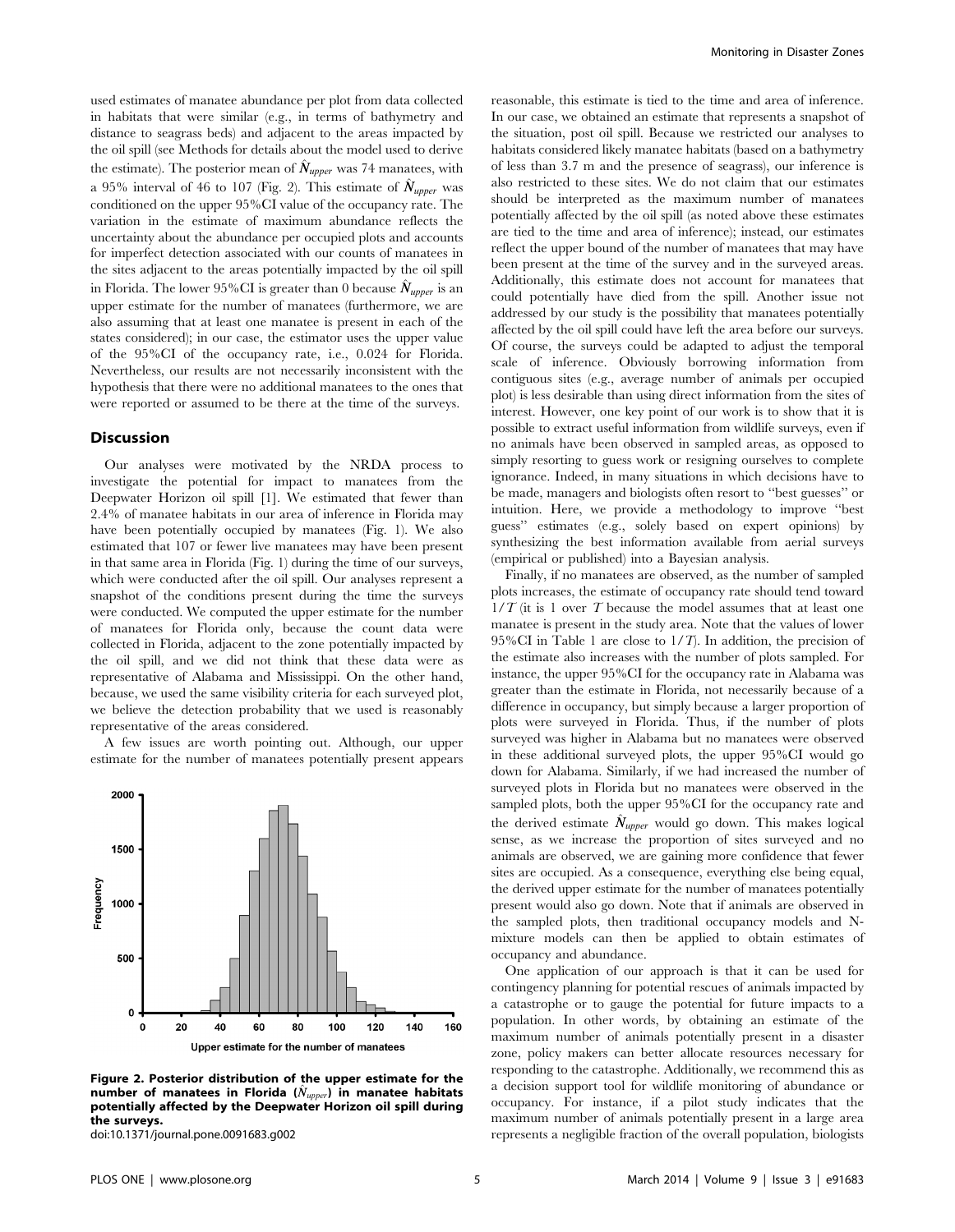used estimates of manatee abundance per plot from data collected in habitats that were similar (e.g., in terms of bathymetry and distance to seagrass beds) and adjacent to the areas impacted by the oil spill (see Methods for details about the model used to derive the estimate). The posterior mean of $\hat{N}_{upper}$ was 74 manatees, with a 95% interval of 46 to 107 (Fig. 2). This estimate of $\hat{N}_{upper}$ was conditioned on the upper 95%CI value of the occupancy rate. The variation in the estimate of maximum abundance reflects the uncertainty about the abundance per occupied plots and accounts for imperfect detection associated with our counts of manatees in the sites adjacent to the areas potentially impacted by the oil spill in Florida. The lower 95%CI is greater than 0 because $\hat{N}_{upper}$ is an upper estimate for the number of manatees (furthermore, we are also assuming that at least one manatee is present in each of the states considered); in our case, the estimator uses the upper value of the 95%CI of the occupancy rate, i.e., 0.024 for Florida. Nevertheless, our results are not necessarily inconsistent with the hypothesis that there were no additional manatees to the ones that were reported or assumed to be there at the time of the surveys.

## Discussion

Our analyses were motivated by the NRDA process to investigate the potential for impact to manatees from the Deepwater Horizon oil spill [1]. We estimated that fewer than 2.4% of manatee habitats in our area of inference in Florida may have been potentially occupied by manatees (Fig. 1). We also estimated that 107 or fewer live manatees may have been present in that same area in Florida (Fig. 1) during the time of our surveys, which were conducted after the oil spill. Our analyses represent a snapshot of the conditions present during the time the surveys were conducted. We computed the upper estimate for the number of manatees for Florida only, because the count data were collected in Florida, adjacent to the zone potentially impacted by the oil spill, and we did not think that these data were as representative of Alabama and Mississippi. On the other hand, because, we used the same visibility criteria for each surveyed plot, we believe the detection probability that we used is reasonably representative of the areas considered.

A few issues are worth pointing out. Although, our upper estimate for the number of manatees potentially present appears reasonable, this estimate is tied to the time and area of inference. In our case, we obtained an estimate that represents a snapshot of the situation, post oil spill. Because we restricted our analyses to habitats considered likely manatee habitats (based on a bathymetry of less than 3.7 m and the presence of seagrass), our inference is also restricted to these sites. We do not claim that our estimates should be interpreted as the maximum number of manatees potentially affected by the oil spill (as noted above these estimates are tied to the time and area of inference); instead, our estimates reflect the upper bound of the number of manatees that may have been present at the time of the survey and in the surveyed areas. Additionally, this estimate does not account for manatees that could potentially have died from the spill. Another issue not addressed by our study is the possibility that manatees potentially affected by the oil spill could have left the area before our surveys. Of course, the surveys could be adapted to adjust the temporal scale of inference. Obviously borrowing information from contiguous sites (e.g., average number of animals per occupied plot) is less desirable than using direct information from the sites of interest. However, one key point of our work is to show that it is possible to extract useful information from wildlife surveys, even if no animals have been observed in sampled areas, as opposed to simply resorting to guess work or resigning ourselves to complete ignorance. Indeed, in many situations in which decisions have to be made, managers and biologists often resort to "best guesses" or intuition. Here, we provide a methodology to improve "best guess" estimates (e.g., solely based on expert opinions) by synthesizing the best information available from aerial surveys (empirical or published) into a Bayesian analysis.

Finally, if no manatees are observed, as the number of sampled plots increases, the estimate of occupancy rate should tend toward $1/T$ (it is 1 over $T$ because the model assumes that at least one manatee is present in the study area. Note that the values of lower 95%CI in Table 1 are close to $1/T$). In addition, the precision of the estimate also increases with the number of plots sampled. For instance, the upper 95%CI for the occupancy rate in Alabama was greater than the estimate in Florida, not necessarily because of a difference in occupancy, but simply because a larger proportion of plots were surveyed in Florida. Thus, if the number of plots surveyed was higher in Alabama but no manatees were observed in these additional surveyed plots, the upper 95%CI would go down for Alabama. Similarly, if we had increased the number of surveyed plots in Florida but no manatees were observed in the sampled plots, both the upper 95%CI for the occupancy rate and the derived estimate $\hat{N}_{upper}$ would go down. This makes logical sense, as we increase the proportion of sites surveyed and no animals are observed, we are gaining more confidence that fewer sites are occupied. As a consequence, everything else being equal, the derived upper estimate for the number of manatees potentially present would also go down. Note that if animals are observed in the sampled plots, then traditional occupancy models and N-mixture models can then be applied to obtain estimates of occupancy and abundance.

One application of our approach is that it can be used for contingency planning for potential rescues of animals impacted by a catastrophe or to gauge the potential for future impacts to a population. In other words, by obtaining an estimate of the maximum number of animals potentially present in a disaster zone, policy makers can better allocate resources necessary for responding to the catastrophe. Additionally, we recommend this as a decision support tool for wildlife monitoring of abundance or occupancy. For instance, if a pilot study indicates that the maximum number of animals potentially present in a large area represents a negligible fraction of the overall population, biologists

**Figure 2. Posterior distribution of the upper estimate for the number of manatees in Florida ($\hat{N}_{upper}$) in manatee habitats potentially affected by the Deepwater Horizon oil spill during the surveys.**
doi:10.1371/journal.pone.0091683.g002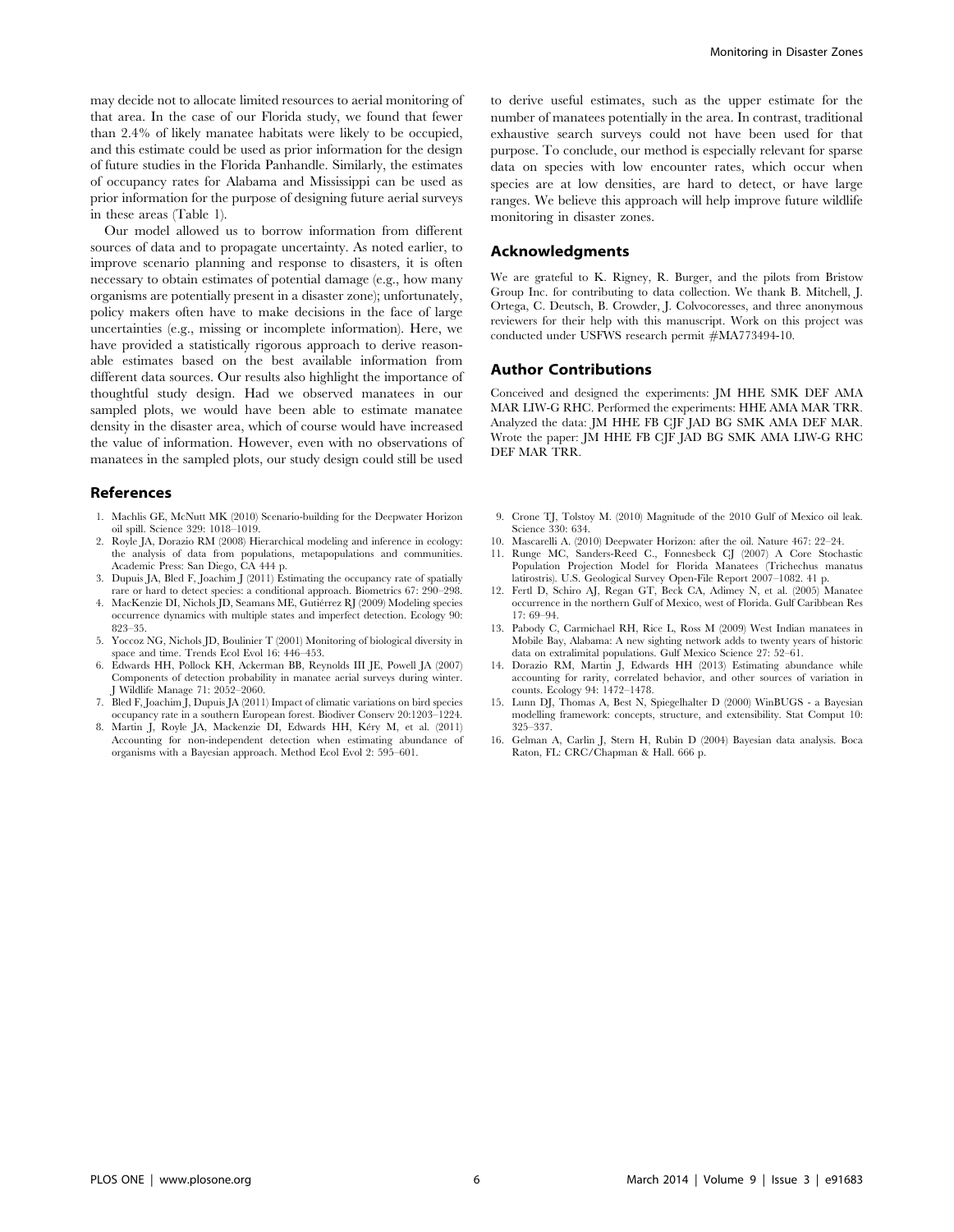may decide not to allocate limited resources to aerial monitoring of that area. In the case of our Florida study, we found that fewer than 2.4% of likely manatee habitats were likely to be occupied, and this estimate could be used as prior information for the design of future studies in the Florida Panhandle. Similarly, the estimates of occupancy rates for Alabama and Mississippi can be used as prior information for the purpose of designing future aerial surveys in these areas (Table 1).

Our model allowed us to borrow information from different sources of data and to propagate uncertainty. As noted earlier, to improve scenario planning and response to disasters, it is often necessary to obtain estimates of potential damage (e.g., how many organisms are potentially present in a disaster zone); unfortunately, policy makers often have to make decisions in the face of large uncertainties (e.g., missing or incomplete information). Here, we have provided a statistically rigorous approach to derive reasonable estimates based on the best available information from different data sources. Our results also highlight the importance of thoughtful study design. Had we observed manatees in our sampled plots, we would have been able to estimate manatee density in the disaster area, which of course would have increased the value of information. However, even with no observations of manatees in the sampled plots, our study design could still be used to derive useful estimates, such as the upper estimate for the number of manatees potentially in the area. In contrast, traditional exhaustive search surveys could not have been used for that purpose. To conclude, our method is especially relevant for sparse data on species with low encounter rates, which occur when species are at low densities, are hard to detect, or have large ranges. We believe this approach will help improve future wildlife monitoring in disaster zones.

## Acknowledgments

We are grateful to K. Rigney, R. Burger, and the pilots from Bristow Group Inc. for contributing to data collection. We thank B. Mitchell, J. Ortega, C. Deutsch, B. Crowder, J. Colvocoresses, and three anonymous reviewers for their help with this manuscript. Work on this project was conducted under USFWS research permit #MA773494-10.

## Author Contributions

Conceived and designed the experiments: JM HHE SMK DEF AMA MAR LIW-G RHC. Performed the experiments: HHE AMA MAR TRR. Analyzed the data: JM HHE FB CJF JAD BG SMK AMA DEF MAR. Wrote the paper: JM HHE FB CJF JAD BG SMK AMA LIW-G RHC DEF MAR TRR.

## References

1. Machlis GE, McNutt MK (2010) Scenario-building for the Deepwater Horizon oil spill. Science 329: 1018–1019.
2. Royle JA, Dorazio RM (2008) Hierarchical modeling and inference in ecology: the analysis of data from populations, metapopulations and communities. Academic Press: San Diego, CA 444 p.
3. Dupuis JA, Bled F, Joachim J (2011) Estimating the occupancy rate of spatially rare or hard to detect species: a conditional approach. Biometrics 67: 290–298.
4. MacKenzie DI, Nichols JD, Seamans ME, Gutiérrez RJ (2009) Modeling species occurrence dynamics with multiple states and imperfect detection. Ecology 90: 823–35.
5. Yoccoz NG, Nichols JD, Boulinier T (2001) Monitoring of biological diversity in space and time. Trends Ecol Evol 16: 446–453.
6. Edwards HH, Pollock KH, Ackerman BB, Reynolds III JE, Powell JA (2007) Components of detection probability in manatee aerial surveys during winter. J Wildlife Manage 71: 2052–2060.
7. Bled F, Joachim J, Dupuis JA (2011) Impact of climatic variations on bird species occupancy rate in a southern European forest. Biodiver Conserv 20:1203–1224.
8. Martin J, Royle JA, Mackenzie DI, Edwards HH, Kéry M, et al. (2011) Accounting for non-independent detection when estimating abundance of organisms with a Bayesian approach. Method Ecol Evol 2: 595–601.
9. Crone TJ, Tolstoy M. (2010) Magnitude of the 2010 Gulf of Mexico oil leak. Science 330: 634.
10. Mascarelli A. (2010) Deepwater Horizon: after the oil. Nature 467: 22–24.
11. Runge MC, Sanders-Reed C., Fonnesbeck CJ (2007) A Core Stochastic Population Projection Model for Florida Manatees (Trichechus manatus latirostris). U.S. Geological Survey Open-File Report 2007–1082. 41 p.
12. Fertl D, Schiro AJ, Regan GT, Beck CA, Adimey N, et al. (2005) Manatee occurrence in the northern Gulf of Mexico, west of Florida. Gulf Caribbean Res 17: 69–94.
13. Pabody C, Carmichael RH, Rice L, Ross M (2009) West Indian manatees in Mobile Bay, Alabama: A new sighting network adds to twenty years of historic data on extralimital populations. Gulf Mexico Science 27: 52–61.
14. Dorazio RM, Martin J, Edwards HH (2013) Estimating abundance while accounting for rarity, correlated behavior, and other sources of variation in counts. Ecology 94: 1472–1478.
15. Lunn DJ, Thomas A, Best N, Spiegelhalter D (2000) WinBUGS - a Bayesian modelling framework: concepts, structure, and extensibility. Stat Comput 10: 325–337.
16. Gelman A, Carlin J, Stern H, Rubin D (2004) Bayesian data analysis. Boca Raton, FL: CRC/Chapman & Hall. 666 p.